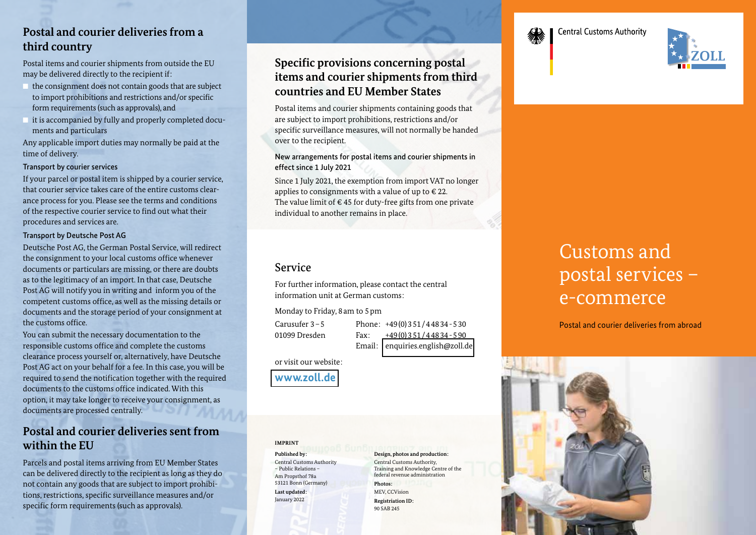## Postal and courier deliveries from a third country

Postal items and courier shipments from outside the EU may be delivered directly to the recipient if:

- the consignment does not contain goods that are subject to import prohibitions and restrictions and/or specific form requirements (such as approvals), and
- it is accompanied by fully and properly completed documents and particulars

Any applicable import duties may normally be paid at the time of delivery.

### Transport by courier services

If your parcel or postal item is shipped by a courier service, that courier service takes care of the entire customs clearance process for you. Please see the terms and conditions of the respective courier service to find out what their procedures and services are.

### Transport by Deutsche Post AG

Deutsche Post AG, the German Postal Service, will redirect the consignment to your local customs office whenever documents or particulars are missing, or there are doubts as to the legitimacy of an import. In that case, Deutsche Post AG will notify you in writing and inform you of the competent customs office, as well as the missing details or documents and the storage period of your consignment at the customs office.

You can submit the necessary documentation to the responsible customs office and complete the customs clearance process yourself or, alternatively, have Deutsche Post AG act on your behalf for a fee. In this case, you will be required to send the notification together with the required documents to the customs office indicated. With this option, it may take longer to receive your consignment, as documents are processed centrally.

## Postal and courier deliveries sent from within the EU

Parcels and postal items arriving from EU Member States can be delivered directly to the recipient as long as they do not contain any goods that are subject to import prohibitions, restrictions, specific surveillance measures and/or specific form requirements (such as approvals).

## Specific provisions concerning postal items and courier shipments from third countries and EU Member States

Postal items and courier shipments containing goods that are subject to import prohibitions, restrictions and/or specific surveillance measures, will not normally be handed over to the recipient.

### New arrangements for postal items and courier shipments in effect since 1 July 2021

Since 1 July 2021, the exemption from import VAT no longer applies to consignments with a value of up to € 22. The value limit of € 45 for duty-free gifts from one private individual to another remains in place.

## Service

For further information, please contact the central information unit at German customs:

Monday to Friday, 8 am to 5 pm

Carusufer 3 – 5
01099 Dresden

Phone: +49 (0) 351 / 448 34 - 530
Fax: +49 (0) 351 / 448 34 - 590
Email: enquiries.english@zoll.de

or visit our website:

**www.zoll.de**

**IMPRINT**

**Published by:**
Central Customs Authority
– Public Relations –
Am Propsthof 78a
53121 Bonn (Germany)

**Last updated:**
January 2022

**Design, photos and production:**
Central Customs Authority, Training and Knowledge Centre of the federal revenue administration

**Photos:**
MEV, CCVision

**Registriation ID:**
90 SAB 245

Central Customs Authority

ZOLL

# Customs and postal services – e-commerce

Postal and courier deliveries from abroad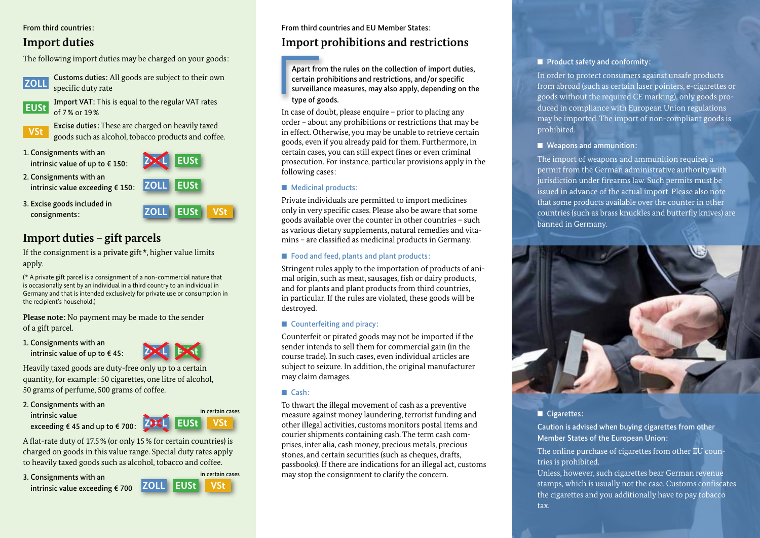From third countries:

## Import duties

The following import duties may be charged on your goods:

**ZOLL** Customs duties: All goods are subject to their own specific duty rate

**EUSt** Import VAT: This is equal to the regular VAT rates of 7 % or 19 %

**VSt** Excise duties: These are charged on heavily taxed goods such as alcohol, tobacco products and coffee.

1. Consignments with an intrinsic value of up to € 150: ~~ZOLL~~ EUSt
2. Consignments with an intrinsic value exceeding € 150: ZOLL EUSt
3. Excise goods included in consignments: ZOLL EUSt VSt

## Import duties – gift parcels

If the consignment is a **private gift***, higher value limits apply.

(* A private gift parcel is a consignment of a non-commercial nature that is occasionally sent by an individual in a third country to an individual in Germany and that is intended exclusively for private use or consumption in the recipient's household.)

**Please note:** No payment may be made to the sender of a gift parcel.

1. Consignments with an intrinsic value of up to € 45: ~~ZOLL~~ ~~EUSt~~

Heavily taxed goods are duty-free only up to a certain quantity, for example: 50 cigarettes, one litre of alcohol, 50 grams of perfume, 500 grams of coffee.

2. Consignments with an intrinsic value exceeding € 45 and up to € 700: ~~ZOLL~~ EUSt VSt (in certain cases)

A flat-rate duty of 17.5 % (or only 15 % for certain countries) is charged on goods in this value range. Special duty rates apply to heavily taxed goods such as alcohol, tobacco and coffee.

3. Consignments with an intrinsic value exceeding € 700 ZOLL EUSt VSt (in certain cases)

From third countries and EU Member States:

## Import prohibitions and restrictions

**Apart from the rules on the collection of import duties, certain prohibitions and restrictions, and/or specific surveillance measures, may also apply, depending on the type of goods.**

In case of doubt, please enquire – prior to placing any order – about any prohibitions or restrictions that may be in effect. Otherwise, you may be unable to retrieve certain goods, even if you already paid for them. Furthermore, in certain cases, you can still expect fines or even criminal prosecution. For instance, particular provisions apply in the following cases:

### Medicinal products:

Private individuals are permitted to import medicines only in very specific cases. Please also be aware that some goods available over the counter in other countries – such as various dietary supplements, natural remedies and vitamins – are classified as medicinal products in Germany.

### Food and feed, plants and plant products:

Stringent rules apply to the importation of products of animal origin, such as meat, sausages, fish or dairy products, and for plants and plant products from third countries, in particular. If the rules are violated, these goods will be destroyed.

### Counterfeiting and piracy:

Counterfeit or pirated goods may not be imported if the sender intends to sell them for commercial gain (in the course trade). In such cases, even individual articles are subject to seizure. In addition, the original manufacturer may claim damages.

### Cash:

To thwart the illegal movement of cash as a preventive measure against money laundering, terrorist funding and other illegal activities, customs monitors postal items and courier shipments containing cash. The term cash comprises, inter alia, cash money, precious metals, precious stones, and certain securities (such as cheques, drafts, passbooks). If there are indications for an illegal act, customs may stop the consignment to clarify the concern.

### Product safety and conformity:

In order to protect consumers against unsafe products from abroad (such as certain laser pointers, e-cigarettes or goods without the required CE marking), only goods produced in compliance with European Union regulations may be imported. The import of non-compliant goods is prohibited.

### Weapons and ammunition:

The import of weapons and ammunition requires a permit from the German administrative authority with jurisdiction under firearms law. Such permits must be issued in advance of the actual import. Please also note that some products available over the counter in other countries (such as brass knuckles and butterfly knives) are banned in Germany.

### Cigarettes:

**Caution is advised when buying cigarettes from other Member States of the European Union:**

The online purchase of cigarettes from other EU countries is prohibited.

Unless, however, such cigarettes bear German revenue stamps, which is usually not the case. Customs confiscates the cigarettes and you additionally have to pay tobacco tax.